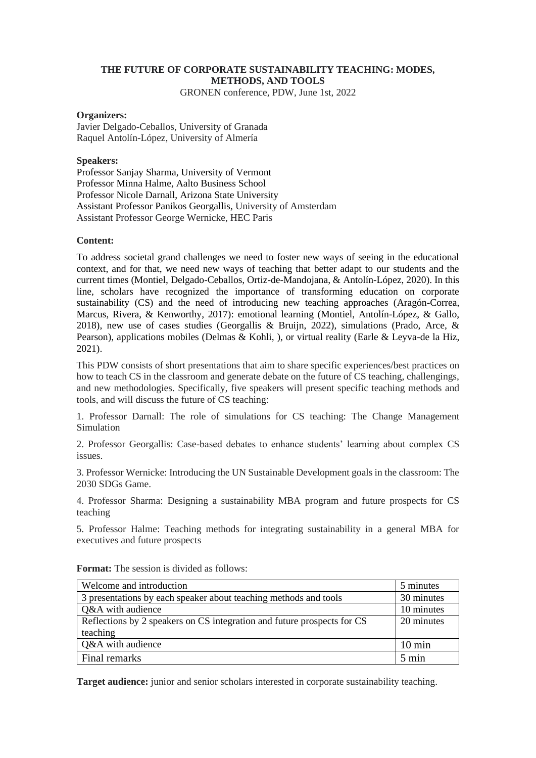# THE FUTURE OF CORPORATE SUSTAINABILITY TEACHING: MODES, METHODS, AND TOOLS

GRONEN conference, PDW, June 1st, 2022

**Organizers:**
Javier Delgado-Ceballos, University of Granada
Raquel Antolín-López, University of Almería

**Speakers:**
Professor Sanjay Sharma, University of Vermont
Professor Minna Halme, Aalto Business School
Professor Nicole Darnall, Arizona State University
Assistant Professor Panikos Georgallis, University of Amsterdam
Assistant Professor George Wernicke, HEC Paris

**Content:**

To address societal grand challenges we need to foster new ways of seeing in the educational context, and for that, we need new ways of teaching that better adapt to our students and the current times (Montiel, Delgado-Ceballos, Ortiz-de-Mandojana, & Antolín-López, 2020). In this line, scholars have recognized the importance of transforming education on corporate sustainability (CS) and the need of introducing new teaching approaches (Aragón-Correa, Marcus, Rivera, & Kenworthy, 2017): emotional learning (Montiel, Antolín-López, & Gallo, 2018), new use of cases studies (Georgallis & Bruijn, 2022), simulations (Prado, Arce, & Pearson), applications mobiles (Delmas & Kohli, ), or virtual reality (Earle & Leyva-de la Hiz, 2021).

This PDW consists of short presentations that aim to share specific experiences/best practices on how to teach CS in the classroom and generate debate on the future of CS teaching, challengings, and new methodologies. Specifically, five speakers will present specific teaching methods and tools, and will discuss the future of CS teaching:

1. Professor Darnall: The role of simulations for CS teaching: The Change Management Simulation

2. Professor Georgallis: Case-based debates to enhance students' learning about complex CS issues.

3. Professor Wernicke: Introducing the UN Sustainable Development goals in the classroom: The 2030 SDGs Game.

4. Professor Sharma: Designing a sustainability MBA program and future prospects for CS teaching

5. Professor Halme: Teaching methods for integrating sustainability in a general MBA for executives and future prospects

**Format:** The session is divided as follows:

| Welcome and introduction | 5 minutes |
|---|---|
| 3 presentations by each speaker about teaching methods and tools | 30 minutes |
| Q&A with audience | 10 minutes |
| Reflections by 2 speakers on CS integration and future prospects for CS teaching | 20 minutes |
| Q&A with audience | 10 min |
| Final remarks | 5 min |

**Target audience:** junior and senior scholars interested in corporate sustainability teaching.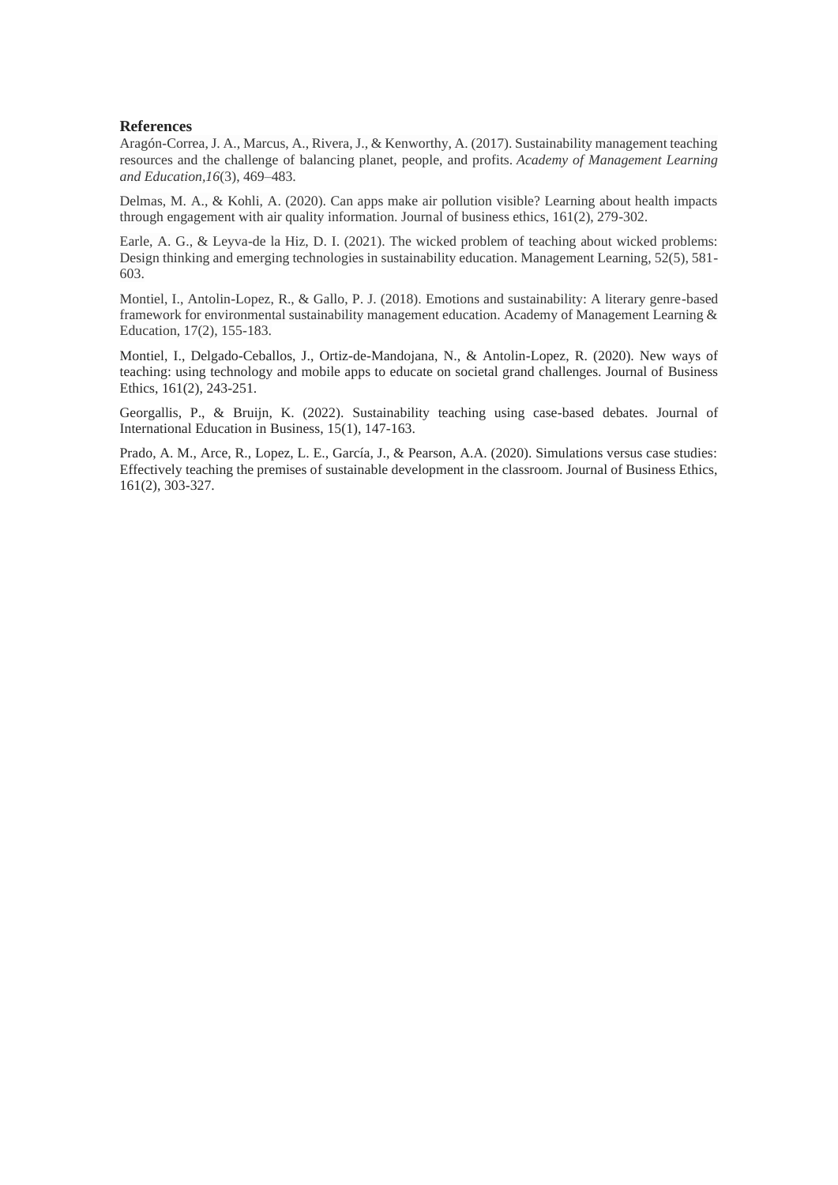**References**

Aragón-Correa, J. A., Marcus, A., Rivera, J., & Kenworthy, A. (2017). Sustainability management teaching resources and the challenge of balancing planet, people, and profits. *Academy of Management Learning and Education,16*(3), 469–483.

Delmas, M. A., & Kohli, A. (2020). Can apps make air pollution visible? Learning about health impacts through engagement with air quality information. Journal of business ethics, 161(2), 279-302.

Earle, A. G., & Leyva-de la Hiz, D. I. (2021). The wicked problem of teaching about wicked problems: Design thinking and emerging technologies in sustainability education. Management Learning, 52(5), 581-603.

Montiel, I., Antolin-Lopez, R., & Gallo, P. J. (2018). Emotions and sustainability: A literary genre-based framework for environmental sustainability management education. Academy of Management Learning & Education, 17(2), 155-183.

Montiel, I., Delgado-Ceballos, J., Ortiz-de-Mandojana, N., & Antolin-Lopez, R. (2020). New ways of teaching: using technology and mobile apps to educate on societal grand challenges. Journal of Business Ethics, 161(2), 243-251.

Georgallis, P., & Bruijn, K. (2022). Sustainability teaching using case-based debates. Journal of International Education in Business, 15(1), 147-163.

Prado, A. M., Arce, R., Lopez, L. E., García, J., & Pearson, A.A. (2020). Simulations versus case studies: Effectively teaching the premises of sustainable development in the classroom. Journal of Business Ethics, 161(2), 303-327.